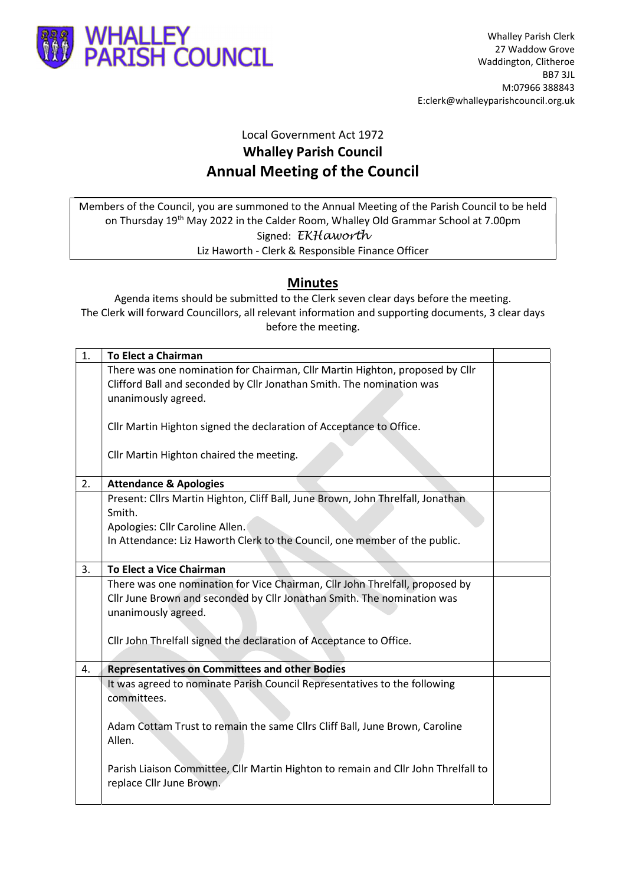WHALLEY PARISH COUNCIL

Whalley Parish Clerk
27 Waddow Grove
Waddington, Clitheroe
BB7 3JL
M:07966 388843
E:clerk@whalleyparishcouncil.org.uk

Local Government Act 1972

**Whalley Parish Council**

# Annual Meeting of the Council

Members of the Council, you are summoned to the Annual Meeting of the Parish Council to be held on Thursday 19th May 2022 in the Calder Room, Whalley Old Grammar School at 7.00pm

Signed: *EKHaworth*

Liz Haworth - Clerk & Responsible Finance Officer

## Minutes

Agenda items should be submitted to the Clerk seven clear days before the meeting.
The Clerk will forward Councillors, all relevant information and supporting documents, 3 clear days before the meeting.

| 1. | **To Elect a Chairman** | |
|---|---|---|
| | There was one nomination for Chairman, Cllr Martin Highton, proposed by Cllr Clifford Ball and seconded by Cllr Jonathan Smith. The nomination was unanimously agreed.<br><br>Cllr Martin Highton signed the declaration of Acceptance to Office.<br><br>Cllr Martin Highton chaired the meeting. | |
| 2. | **Attendance & Apologies** | |
| | Present: Cllrs Martin Highton, Cliff Ball, June Brown, John Threlfall, Jonathan Smith.<br>Apologies: Cllr Caroline Allen.<br>In Attendance: Liz Haworth Clerk to the Council, one member of the public. | |
| 3. | **To Elect a Vice Chairman** | |
| | There was one nomination for Vice Chairman, Cllr John Threlfall, proposed by Cllr June Brown and seconded by Cllr Jonathan Smith. The nomination was unanimously agreed.<br><br>Cllr John Threlfall signed the declaration of Acceptance to Office. | |
| 4. | **Representatives on Committees and other Bodies** | |
| | It was agreed to nominate Parish Council Representatives to the following committees.<br><br>Adam Cottam Trust to remain the same Cllrs Cliff Ball, June Brown, Caroline Allen.<br><br>Parish Liaison Committee, Cllr Martin Highton to remain and Cllr John Threlfall to replace Cllr June Brown. | |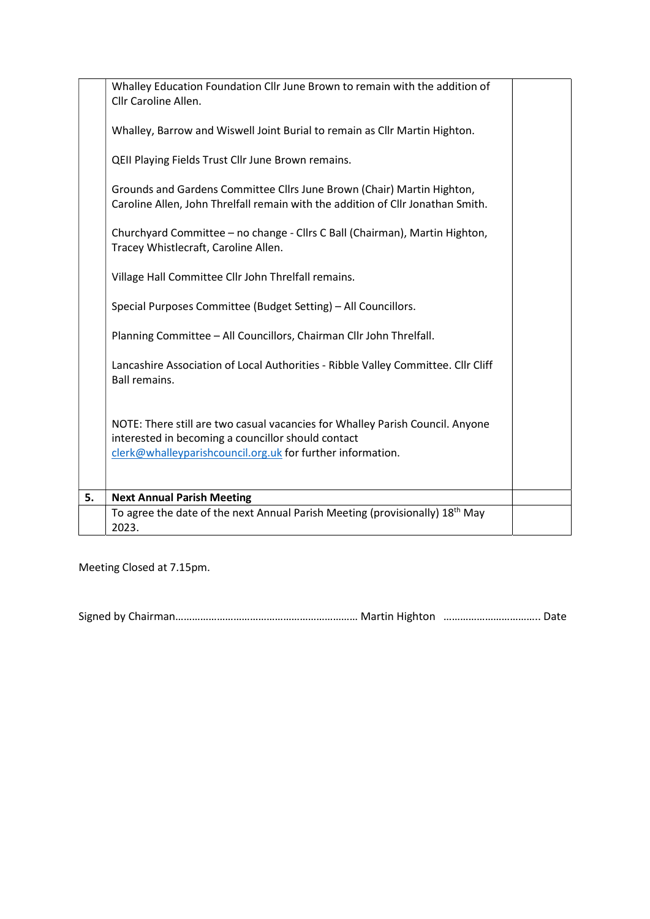| | | |
|---|---|---|
| | Whalley Education Foundation Cllr June Brown to remain with the addition of Cllr Caroline Allen.<br><br>Whalley, Barrow and Wiswell Joint Burial to remain as Cllr Martin Highton.<br><br>QEII Playing Fields Trust Cllr June Brown remains.<br><br>Grounds and Gardens Committee Cllrs June Brown (Chair) Martin Highton, Caroline Allen, John Threlfall remain with the addition of Cllr Jonathan Smith.<br><br>Churchyard Committee – no change - Cllrs C Ball (Chairman), Martin Highton, Tracey Whistlecraft, Caroline Allen.<br><br>Village Hall Committee Cllr John Threlfall remains.<br><br>Special Purposes Committee (Budget Setting) – All Councillors.<br><br>Planning Committee – All Councillors, Chairman Cllr John Threlfall.<br><br>Lancashire Association of Local Authorities - Ribble Valley Committee. Cllr Cliff Ball remains.<br><br>NOTE: There still are two casual vacancies for Whalley Parish Council. Anyone interested in becoming a councillor should contact clerk@whalleyparishcouncil.org.uk for further information. | |
| **5.** | **Next Annual Parish Meeting** | |
| | To agree the date of the next Annual Parish Meeting (provisionally) 18th May 2023. | |

Meeting Closed at 7.15pm.

Signed by Chairman………………………………………………………… Martin Highton ……………………………. Date